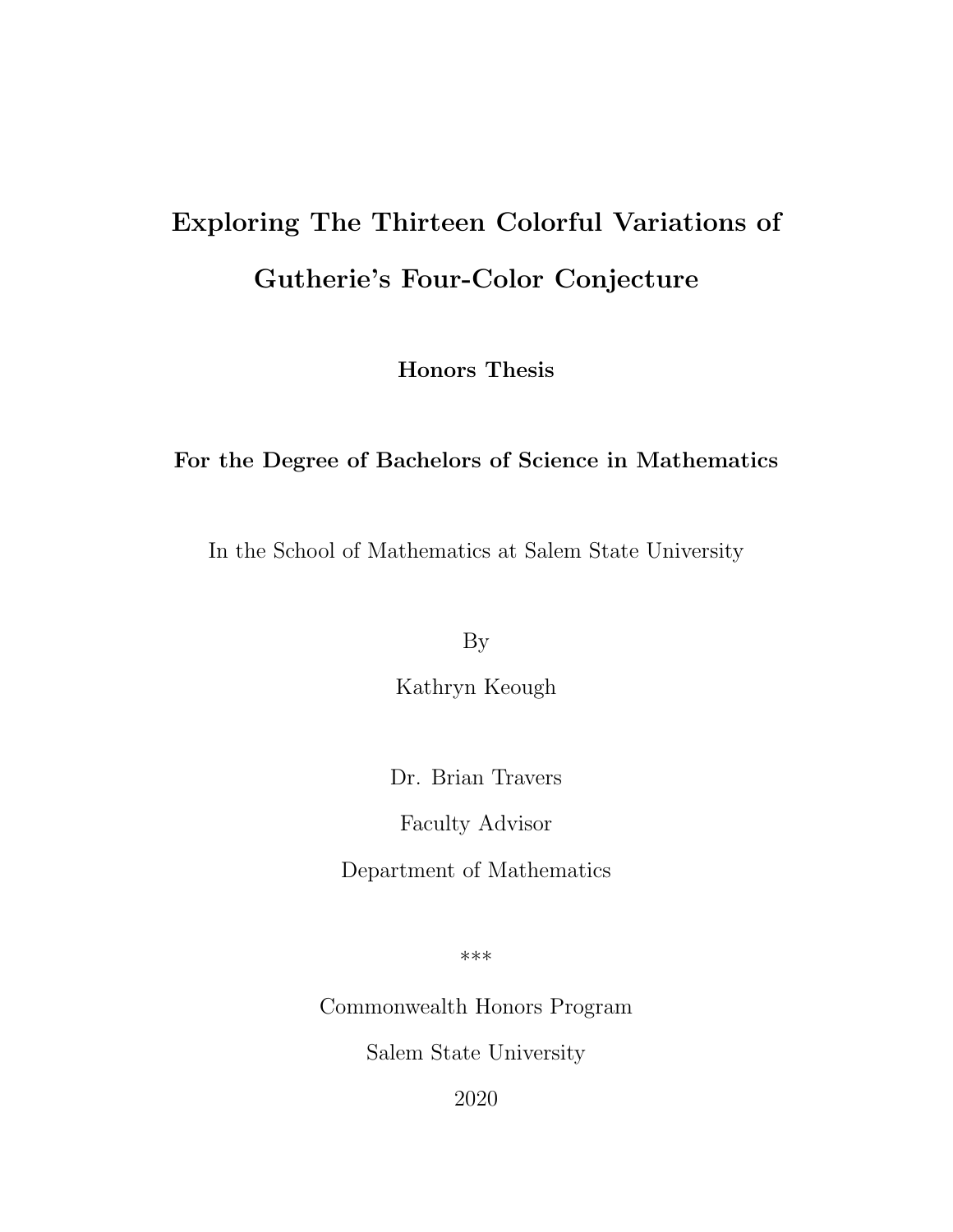# Exploring The Thirteen Colorful Variations of Gutherie's Four-Color Conjecture

**Honors Thesis**

**For the Degree of Bachelors of Science in Mathematics**

In the School of Mathematics at Salem State University

By

Kathryn Keough

Dr. Brian Travers

Faculty Advisor

Department of Mathematics

\*\*\*

Commonwealth Honors Program

Salem State University

2020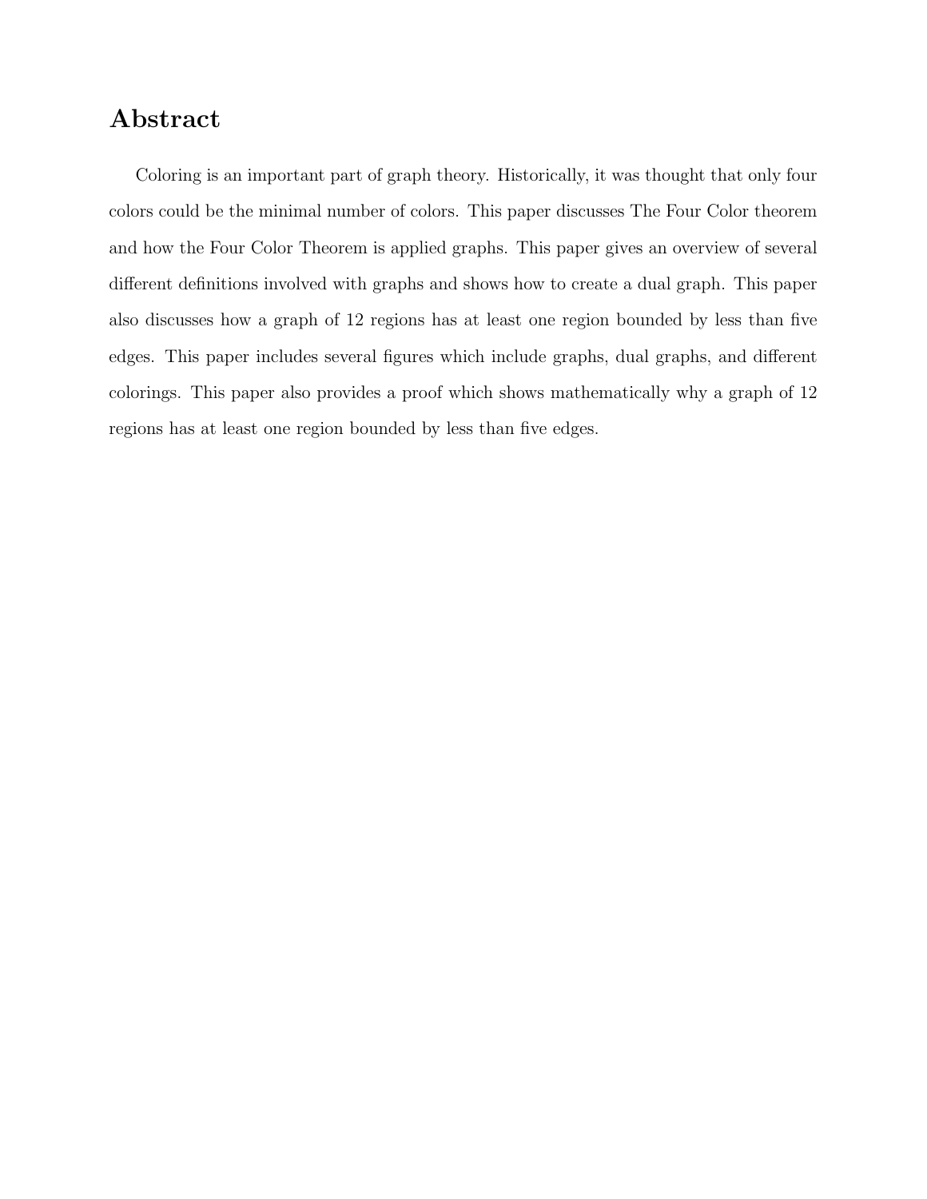## Abstract

Coloring is an important part of graph theory. Historically, it was thought that only four colors could be the minimal number of colors. This paper discusses The Four Color theorem and how the Four Color Theorem is applied graphs. This paper gives an overview of several different definitions involved with graphs and shows how to create a dual graph. This paper also discusses how a graph of 12 regions has at least one region bounded by less than five edges. This paper includes several figures which include graphs, dual graphs, and different colorings. This paper also provides a proof which shows mathematically why a graph of 12 regions has at least one region bounded by less than five edges.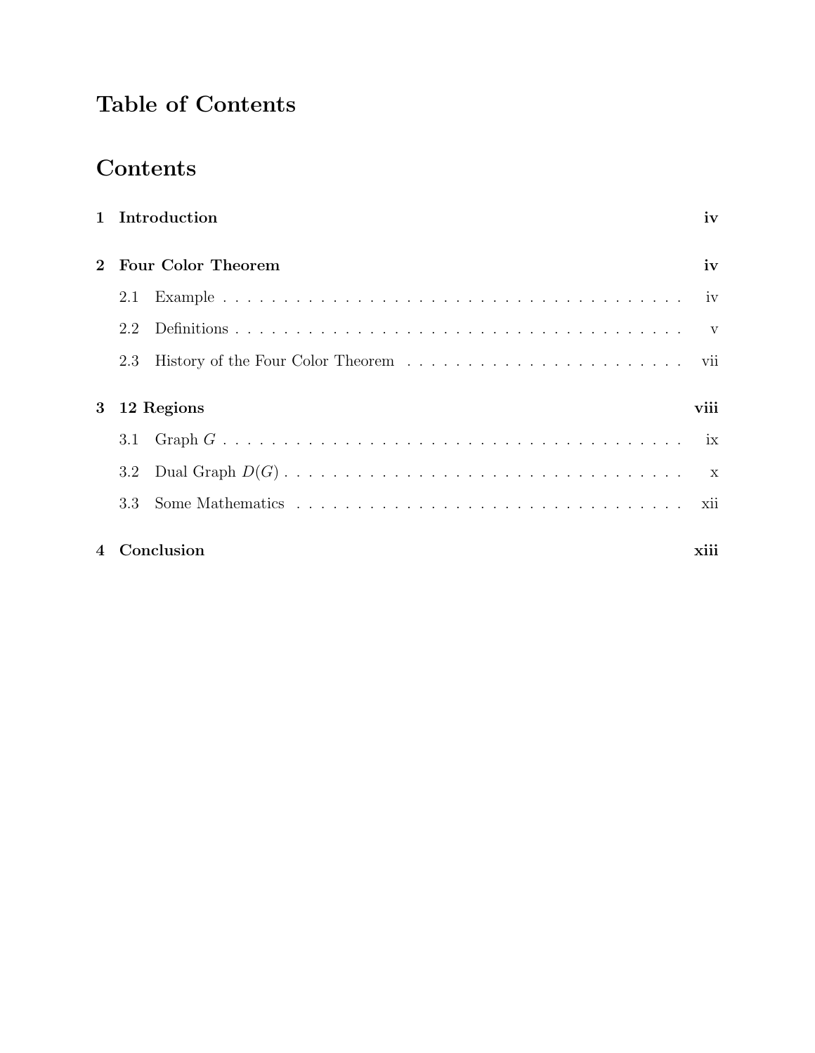# Table of Contents

## Contents

**1 Introduction** **iv**

**2 Four Color Theorem** **iv**

- 2.1 Example . . . . . . . . . . . . . . . . . . . . . . . . . . . . . . . . . . . . . . . iv
- 2.2 Definitions . . . . . . . . . . . . . . . . . . . . . . . . . . . . . . . . . . . . . . v
- 2.3 History of the Four Color Theorem . . . . . . . . . . . . . . . . . . . . . . . vii

**3 12 Regions** **viii**

- 3.1 Graph $G$ . . . . . . . . . . . . . . . . . . . . . . . . . . . . . . . . . . . . . . ix
- 3.2 Dual Graph $D(G)$ . . . . . . . . . . . . . . . . . . . . . . . . . . . . . . . . . x
- 3.3 Some Mathematics . . . . . . . . . . . . . . . . . . . . . . . . . . . . . . . . . xii

**4 Conclusion** **xiii**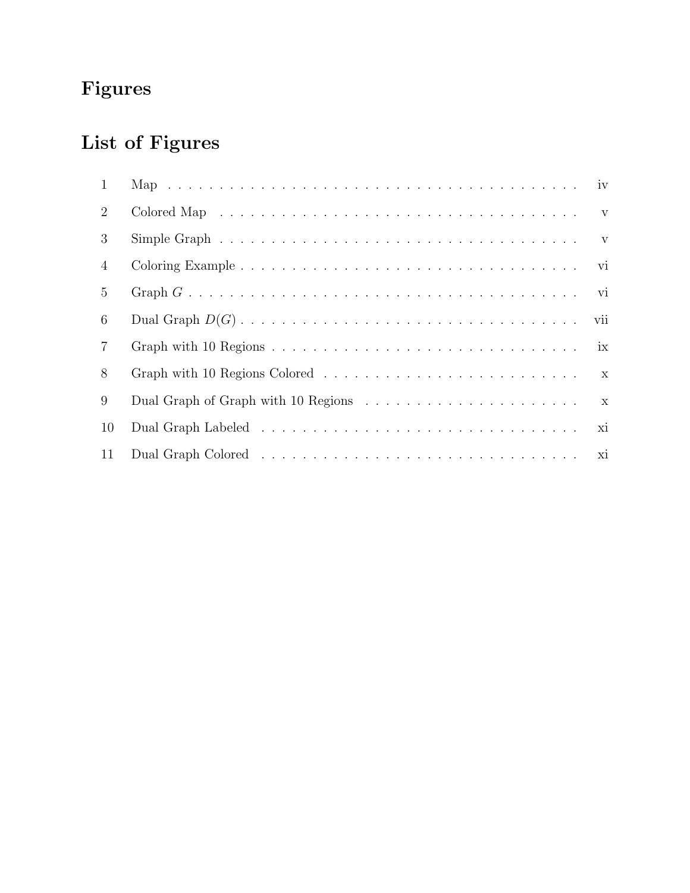# Figures

# List of Figures

| | | |
|---|---|---|
| 1 | Map | iv |
| 2 | Colored Map | v |
| 3 | Simple Graph | v |
| 4 | Coloring Example | vi |
| 5 | Graph $G$ | vi |
| 6 | Dual Graph $D(G)$ | vii |
| 7 | Graph with 10 Regions | ix |
| 8 | Graph with 10 Regions Colored | x |
| 9 | Dual Graph of Graph with 10 Regions | x |
| 10 | Dual Graph Labeled | xi |
| 11 | Dual Graph Colored | xi |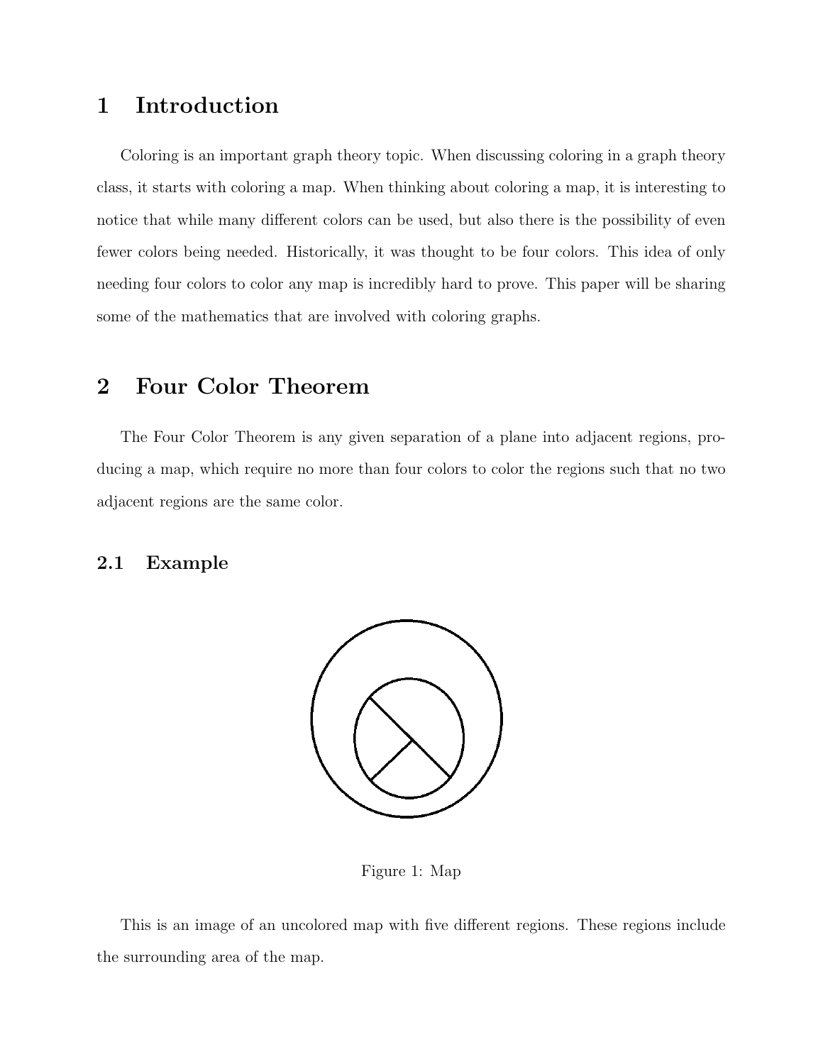# 1 Introduction

Coloring is an important graph theory topic. When discussing coloring in a graph theory class, it starts with coloring a map. When thinking about coloring a map, it is interesting to notice that while many different colors can be used, but also there is the possibility of even fewer colors being needed. Historically, it was thought to be four colors. This idea of only needing four colors to color any map is incredibly hard to prove. This paper will be sharing some of the mathematics that are involved with coloring graphs.

# 2 Four Color Theorem

The Four Color Theorem is any given separation of a plane into adjacent regions, producing a map, which require no more than four colors to color the regions such that no two adjacent regions are the same color.

## 2.1 Example

Figure 1: Map

This is an image of an uncolored map with five different regions. These regions include the surrounding area of the map.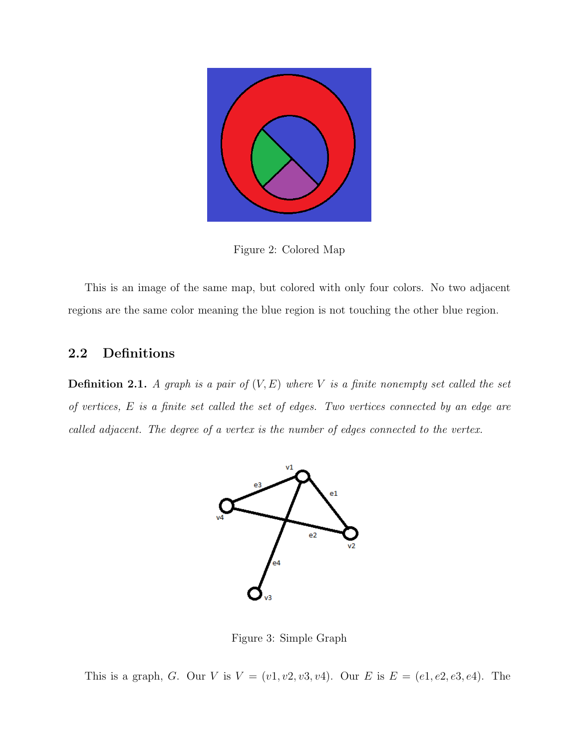Figure 2: Colored Map

This is an image of the same map, but colored with only four colors. No two adjacent regions are the same color meaning the blue region is not touching the other blue region.

## 2.2 Definitions

**Definition 2.1.** *A graph is a pair of* $(V, E)$ *where* $V$ *is a finite nonempty set called the set of vertices,* $E$ *is a finite set called the set of edges. Two vertices connected by an edge are called adjacent. The degree of a vertex is the number of edges connected to the vertex.*

Figure 3: Simple Graph

This is a graph, $G$. Our $V$ is $V = (v1, v2, v3, v4)$. Our $E$ is $E = (e1, e2, e3, e4)$. The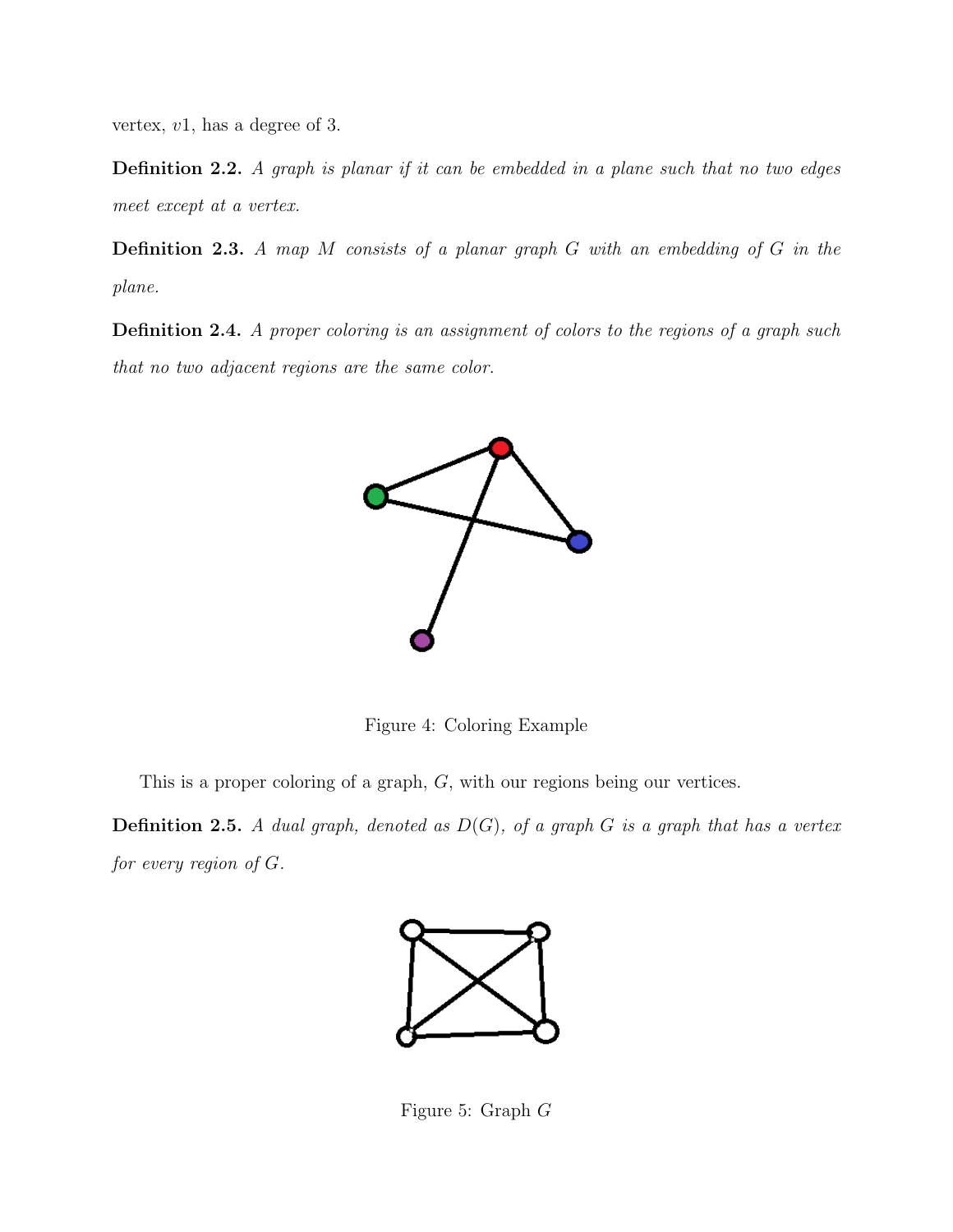vertex, $v1$, has a degree of 3.

**Definition 2.2.** *A graph is planar if it can be embedded in a plane such that no two edges meet except at a vertex.*

**Definition 2.3.** *A map $M$ consists of a planar graph $G$ with an embedding of $G$ in the plane.*

**Definition 2.4.** *A proper coloring is an assignment of colors to the regions of a graph such that no two adjacent regions are the same color.*

Figure 4: Coloring Example

This is a proper coloring of a graph, $G$, with our regions being our vertices.

**Definition 2.5.** *A dual graph, denoted as $D(G)$, of a graph $G$ is a graph that has a vertex for every region of $G$.*

Figure 5: Graph $G$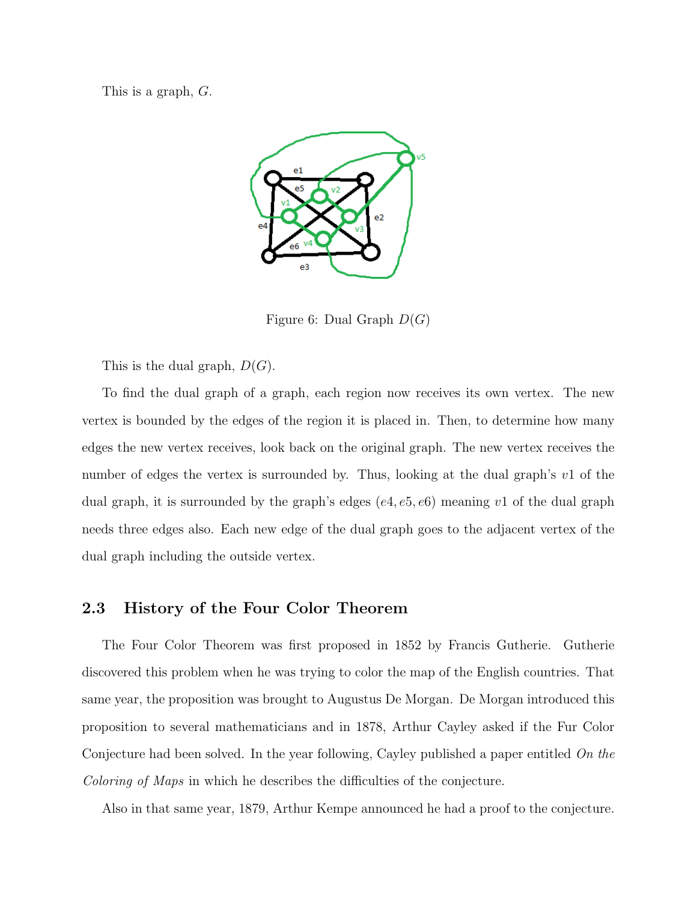This is a graph, $G$.

Figure 6: Dual Graph $D(G)$

This is the dual graph, $D(G)$.

To find the dual graph of a graph, each region now receives its own vertex. The new vertex is bounded by the edges of the region it is placed in. Then, to determine how many edges the new vertex receives, look back on the original graph. The new vertex receives the number of edges the vertex is surrounded by. Thus, looking at the dual graph's $v1$ of the dual graph, it is surrounded by the graph's edges $(e4, e5, e6)$ meaning $v1$ of the dual graph needs three edges also. Each new edge of the dual graph goes to the adjacent vertex of the dual graph including the outside vertex.

## 2.3 History of the Four Color Theorem

The Four Color Theorem was first proposed in 1852 by Francis Gutherie. Gutherie discovered this problem when he was trying to color the map of the English countries. That same year, the proposition was brought to Augustus De Morgan. De Morgan introduced this proposition to several mathematicians and in 1878, Arthur Cayley asked if the Fur Color Conjecture had been solved. In the year following, Cayley published a paper entitled *On the Coloring of Maps* in which he describes the difficulties of the conjecture.

Also in that same year, 1879, Arthur Kempe announced he had a proof to the conjecture.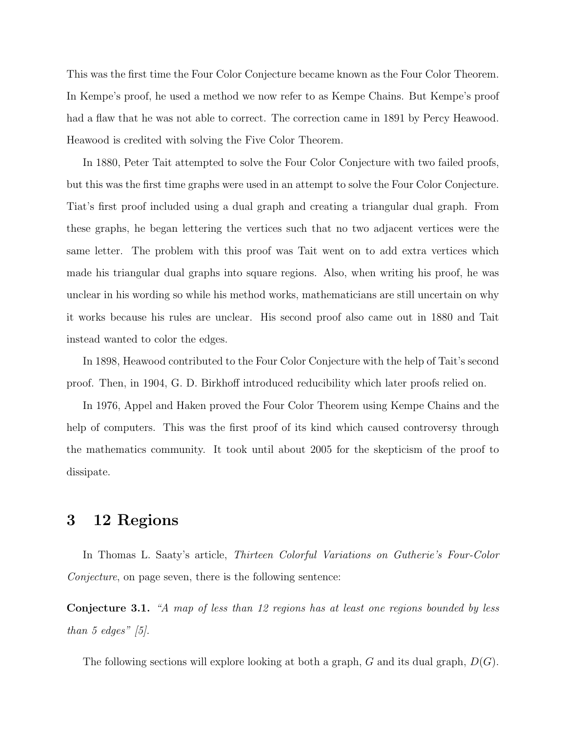This was the first time the Four Color Conjecture became known as the Four Color Theorem. In Kempe's proof, he used a method we now refer to as Kempe Chains. But Kempe's proof had a flaw that he was not able to correct. The correction came in 1891 by Percy Heawood. Heawood is credited with solving the Five Color Theorem.

In 1880, Peter Tait attempted to solve the Four Color Conjecture with two failed proofs, but this was the first time graphs were used in an attempt to solve the Four Color Conjecture. Tiat's first proof included using a dual graph and creating a triangular dual graph. From these graphs, he began lettering the vertices such that no two adjacent vertices were the same letter. The problem with this proof was Tait went on to add extra vertices which made his triangular dual graphs into square regions. Also, when writing his proof, he was unclear in his wording so while his method works, mathematicians are still uncertain on why it works because his rules are unclear. His second proof also came out in 1880 and Tait instead wanted to color the edges.

In 1898, Heawood contributed to the Four Color Conjecture with the help of Tait's second proof. Then, in 1904, G. D. Birkhoff introduced reducibility which later proofs relied on.

In 1976, Appel and Haken proved the Four Color Theorem using Kempe Chains and the help of computers. This was the first proof of its kind which caused controversy through the mathematics community. It took until about 2005 for the skepticism of the proof to dissipate.

## 3 12 Regions

In Thomas L. Saaty's article, *Thirteen Colorful Variations on Gutherie's Four-Color Conjecture*, on page seven, there is the following sentence:

**Conjecture 3.1.** *"A map of less than 12 regions has at least one regions bounded by less than 5 edges" [5].*

The following sections will explore looking at both a graph, $G$ and its dual graph, $D(G)$.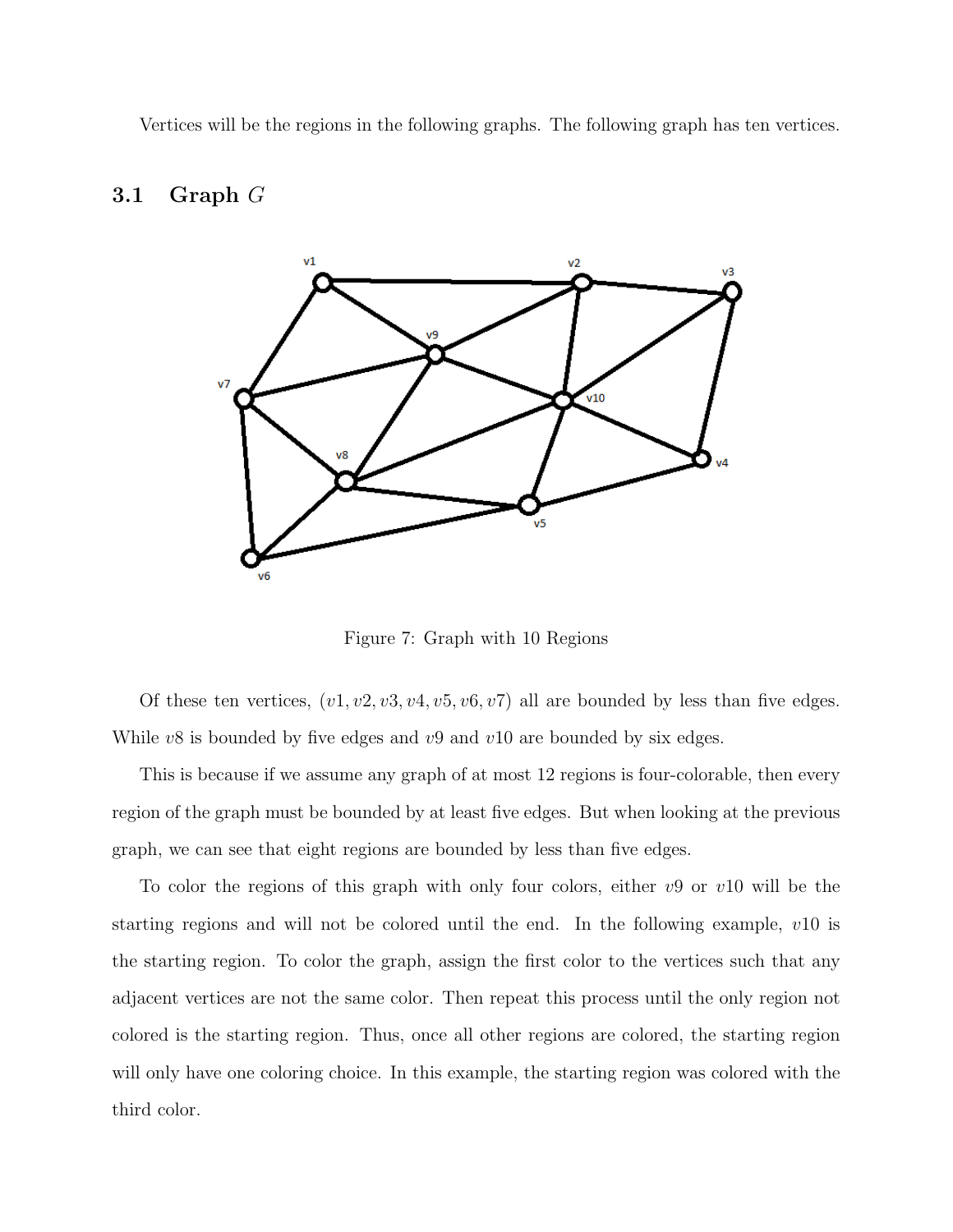Vertices will be the regions in the following graphs. The following graph has ten vertices.

## 3.1 Graph $G$

Figure 7: Graph with 10 Regions

Of these ten vertices, $(v1, v2, v3, v4, v5, v6, v7)$ all are bounded by less than five edges. While $v8$ is bounded by five edges and $v9$ and $v10$ are bounded by six edges.

This is because if we assume any graph of at most 12 regions is four-colorable, then every region of the graph must be bounded by at least five edges. But when looking at the previous graph, we can see that eight regions are bounded by less than five edges.

To color the regions of this graph with only four colors, either $v9$ or $v10$ will be the starting regions and will not be colored until the end. In the following example, $v10$ is the starting region. To color the graph, assign the first color to the vertices such that any adjacent vertices are not the same color. Then repeat this process until the only region not colored is the starting region. Thus, once all other regions are colored, the starting region will only have one coloring choice. In this example, the starting region was colored with the third color.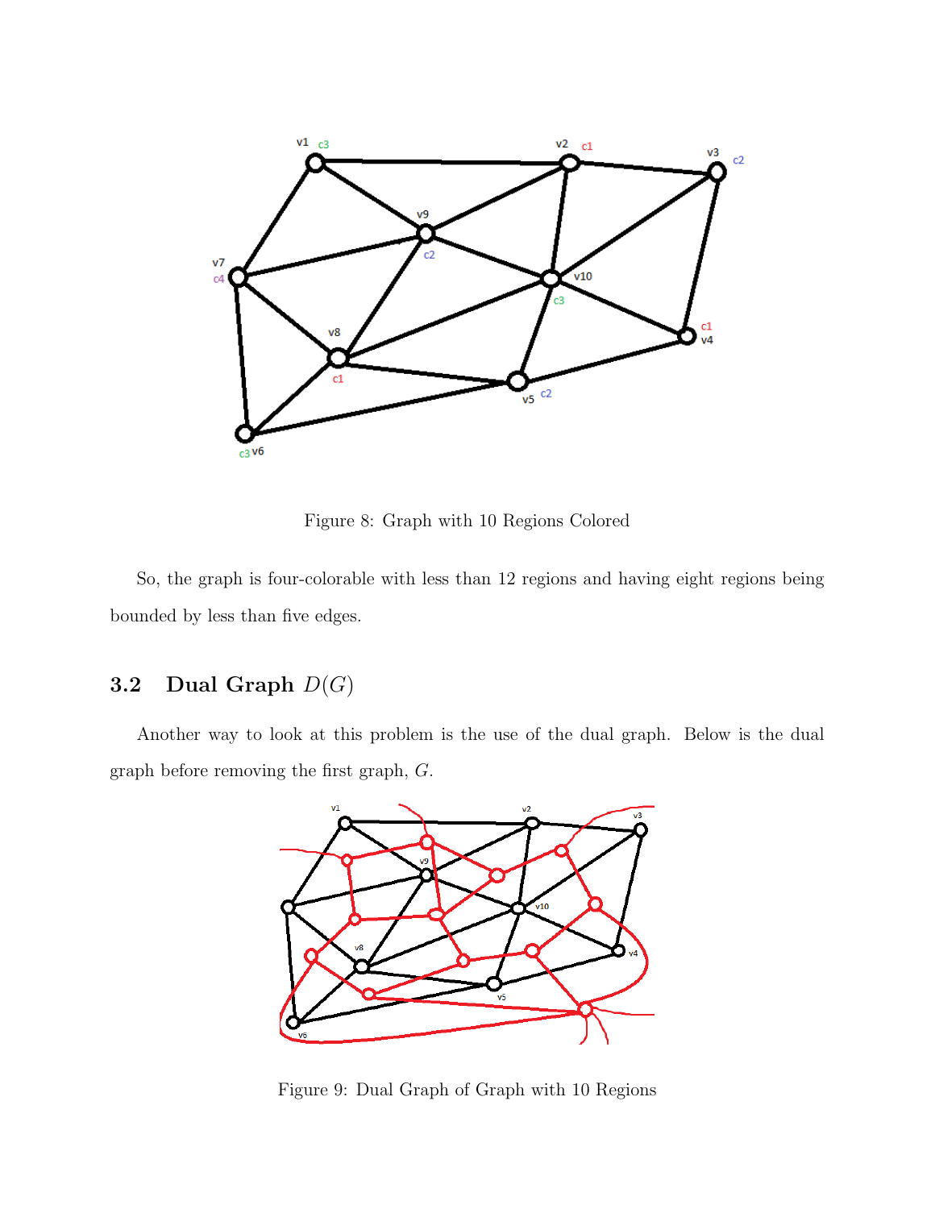Figure 8: Graph with 10 Regions Colored

So, the graph is four-colorable with less than 12 regions and having eight regions being bounded by less than five edges.

## 3.2 Dual Graph $D(G)$

Another way to look at this problem is the use of the dual graph. Below is the dual graph before removing the first graph, $G$.

Figure 9: Dual Graph of Graph with 10 Regions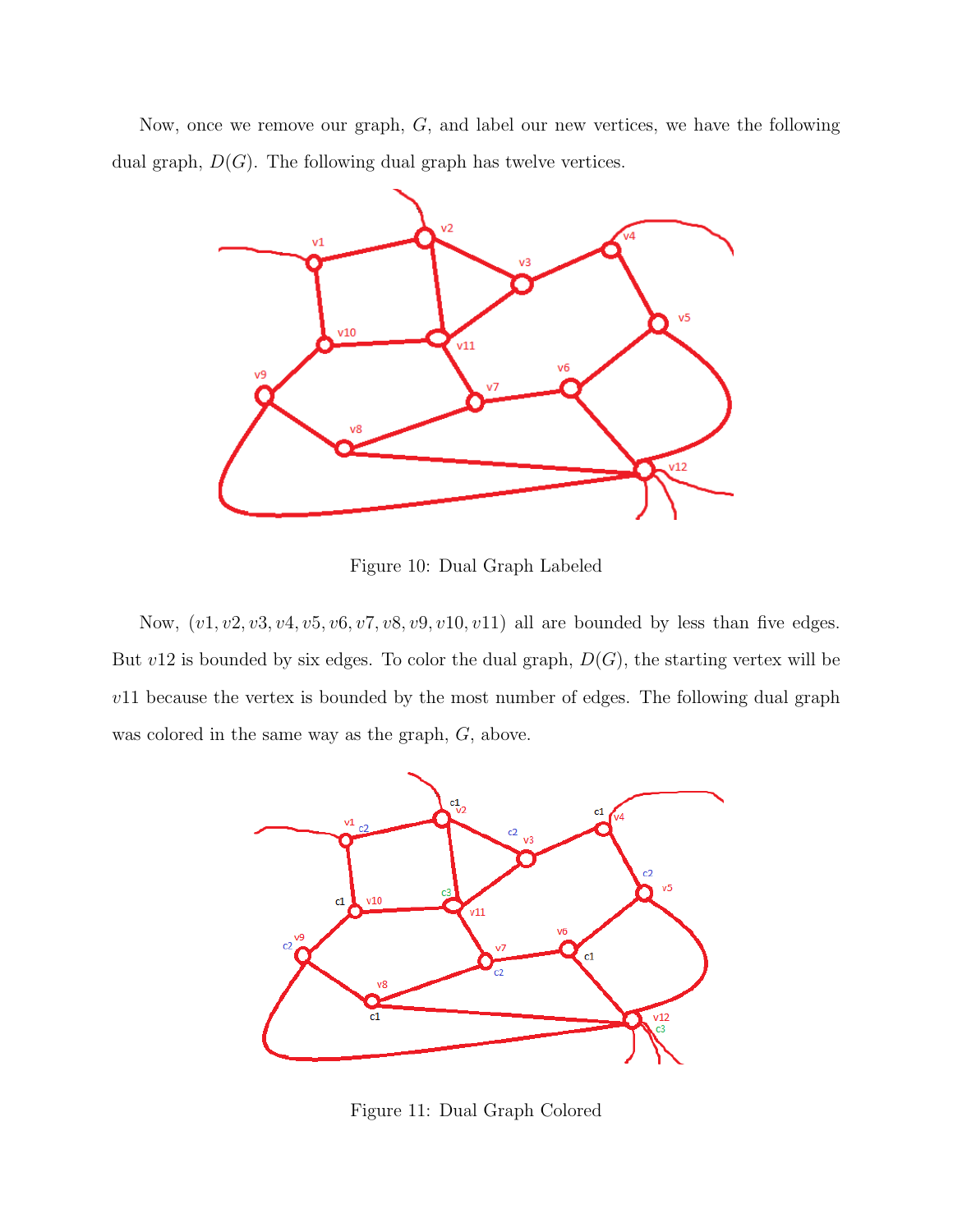Now, once we remove our graph, $G$, and label our new vertices, we have the following dual graph, $D(G)$. The following dual graph has twelve vertices.

Figure 10: Dual Graph Labeled

Now, $(v1, v2, v3, v4, v5, v6, v7, v8, v9, v10, v11)$ all are bounded by less than five edges. But $v12$ is bounded by six edges. To color the dual graph, $D(G)$, the starting vertex will be $v11$ because the vertex is bounded by the most number of edges. The following dual graph was colored in the same way as the graph, $G$, above.

Figure 11: Dual Graph Colored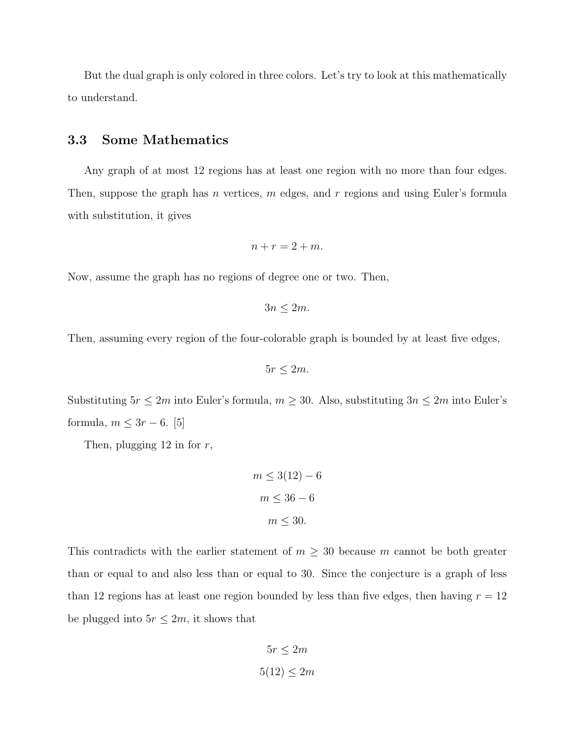But the dual graph is only colored in three colors. Let's try to look at this mathematically to understand.

### 3.3 Some Mathematics

Any graph of at most 12 regions has at least one region with no more than four edges. Then, suppose the graph has $n$ vertices, $m$ edges, and $r$ regions and using Euler's formula with substitution, it gives

$$n + r = 2 + m.$$

Now, assume the graph has no regions of degree one or two. Then,

$$3n \leq 2m.$$

Then, assuming every region of the four-colorable graph is bounded by at least five edges,

$$5r \leq 2m.$$

Substituting $5r \leq 2m$ into Euler's formula, $m \geq 30$. Also, substituting $3n \leq 2m$ into Euler's formula, $m \leq 3r - 6$. [5]

Then, plugging 12 in for $r$,

$$m \leq 3(12) - 6$$
$$m \leq 36 - 6$$
$$m \leq 30.$$

This contradicts with the earlier statement of $m \geq 30$ because $m$ cannot be both greater than or equal to and also less than or equal to 30. Since the conjecture is a graph of less than 12 regions has at least one region bounded by less than five edges, then having $r = 12$ be plugged into $5r \leq 2m$, it shows that

$$5r \leq 2m$$
$$5(12) \leq 2m$$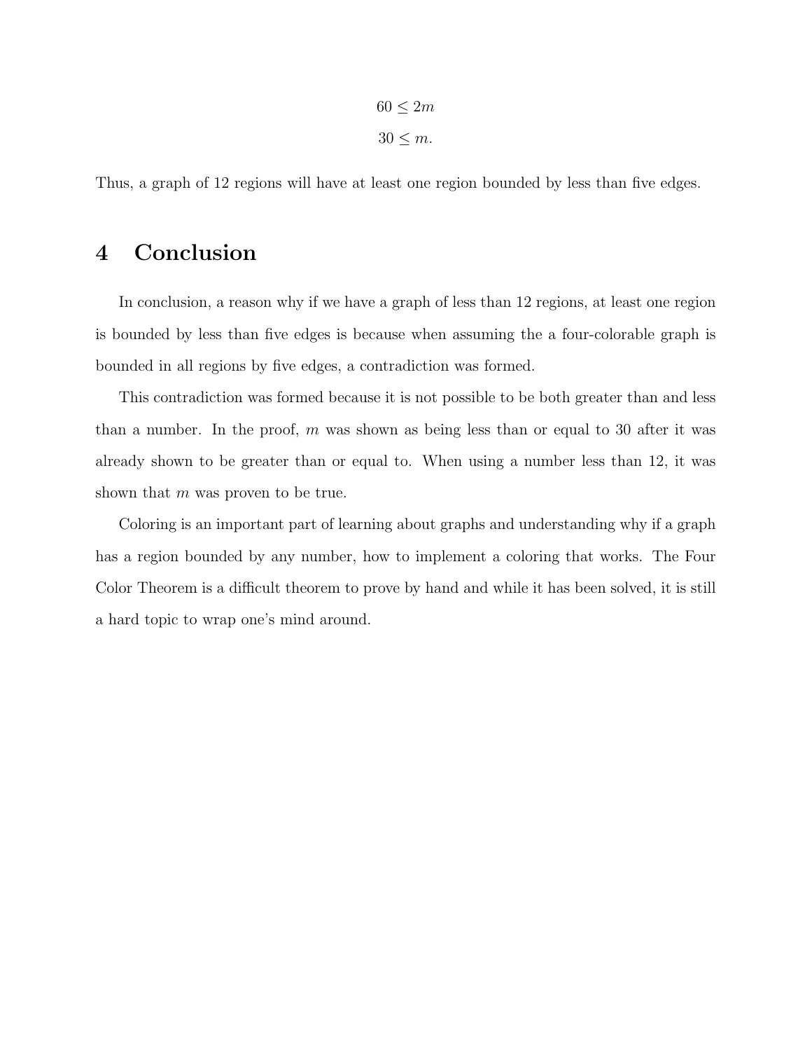$$60 \leq 2m$$

$$30 \leq m.$$

Thus, a graph of 12 regions will have at least one region bounded by less than five edges.

# 4 Conclusion

In conclusion, a reason why if we have a graph of less than 12 regions, at least one region is bounded by less than five edges is because when assuming the a four-colorable graph is bounded in all regions by five edges, a contradiction was formed.

This contradiction was formed because it is not possible to be both greater than and less than a number. In the proof, $m$ was shown as being less than or equal to 30 after it was already shown to be greater than or equal to. When using a number less than 12, it was shown that $m$ was proven to be true.

Coloring is an important part of learning about graphs and understanding why if a graph has a region bounded by any number, how to implement a coloring that works. The Four Color Theorem is a difficult theorem to prove by hand and while it has been solved, it is still a hard topic to wrap one's mind around.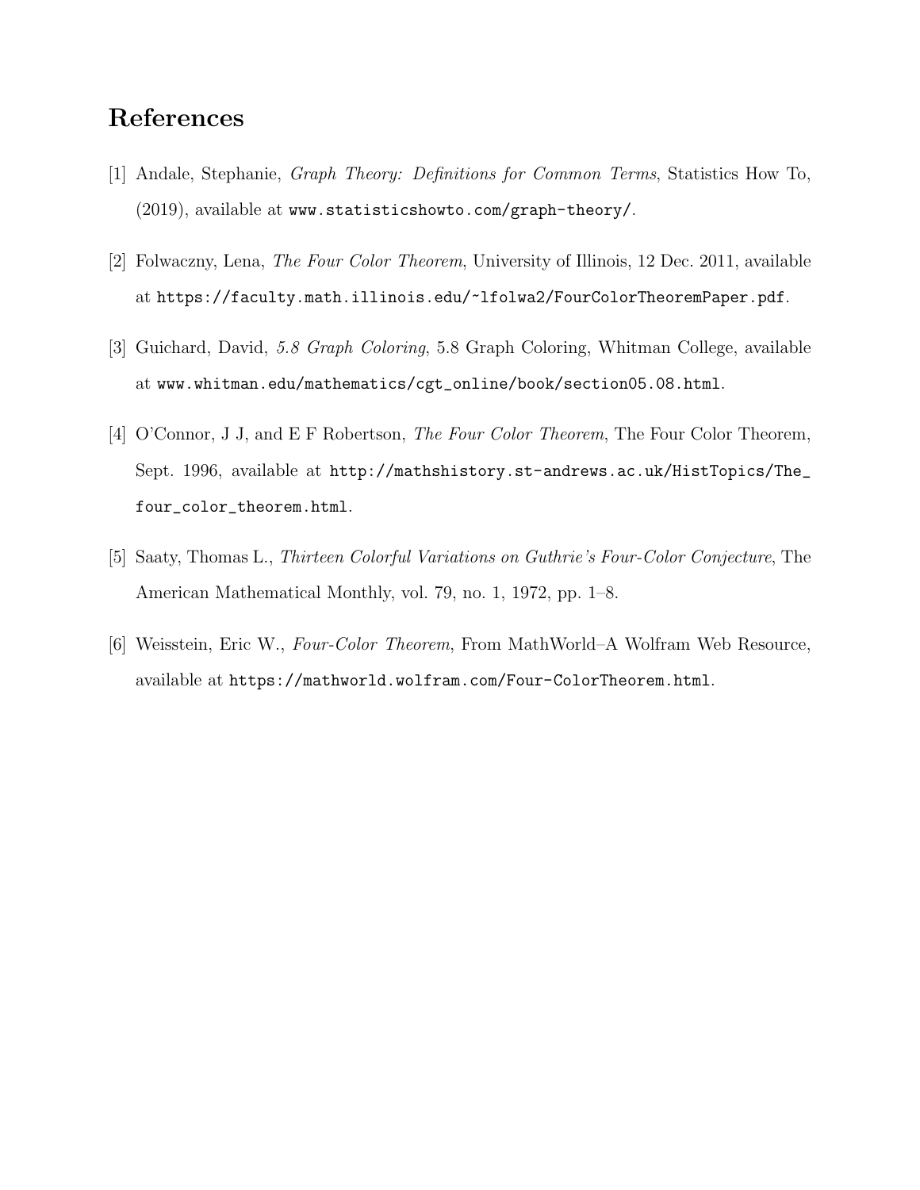## References

[1] Andale, Stephanie, *Graph Theory: Definitions for Common Terms*, Statistics How To, (2019), available at www.statisticshowto.com/graph-theory/.

[2] Folwaczny, Lena, *The Four Color Theorem*, University of Illinois, 12 Dec. 2011, available at https://faculty.math.illinois.edu/~lfolwa2/FourColorTheoremPaper.pdf.

[3] Guichard, David, *5.8 Graph Coloring*, 5.8 Graph Coloring, Whitman College, available at www.whitman.edu/mathematics/cgt_online/book/section05.08.html.

[4] O'Connor, J J, and E F Robertson, *The Four Color Theorem*, The Four Color Theorem, Sept. 1996, available at http://mathshistory.st-andrews.ac.uk/HistTopics/The_four_color_theorem.html.

[5] Saaty, Thomas L., *Thirteen Colorful Variations on Guthrie's Four-Color Conjecture*, The American Mathematical Monthly, vol. 79, no. 1, 1972, pp. 1–8.

[6] Weisstein, Eric W., *Four-Color Theorem*, From MathWorld–A Wolfram Web Resource, available at https://mathworld.wolfram.com/Four-ColorTheorem.html.